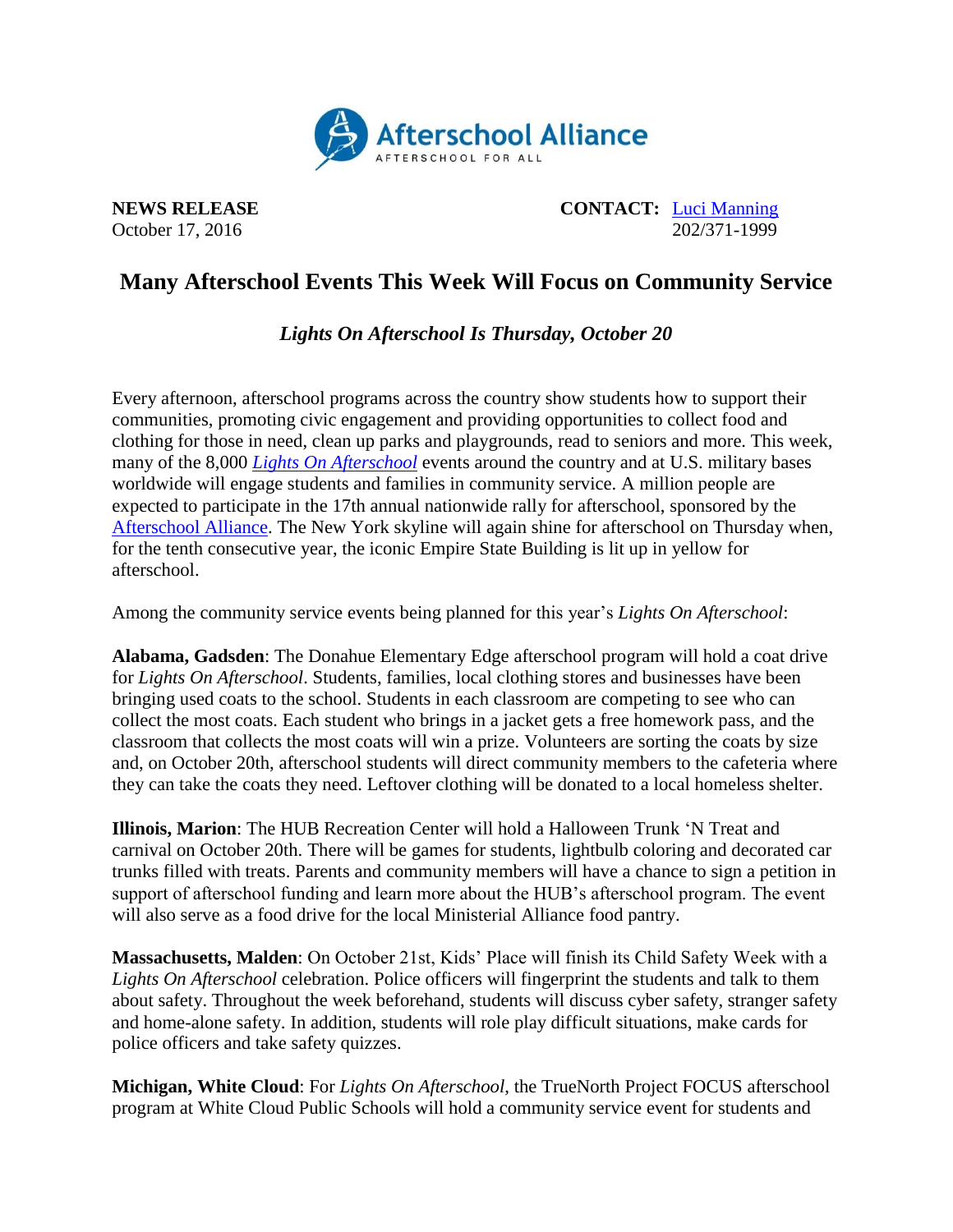Afterschool Alliance
AFTERSCHOOL FOR ALL

**NEWS RELEASE**
October 17, 2016

**CONTACT:** Luci Manning
202/371-1999

# Many Afterschool Events This Week Will Focus on Community Service

## *Lights On Afterschool Is Thursday, October 20*

Every afternoon, afterschool programs across the country show students how to support their communities, promoting civic engagement and providing opportunities to collect food and clothing for those in need, clean up parks and playgrounds, read to seniors and more. This week, many of the 8,000 *Lights On Afterschool* events around the country and at U.S. military bases worldwide will engage students and families in community service. A million people are expected to participate in the 17th annual nationwide rally for afterschool, sponsored by the Afterschool Alliance. The New York skyline will again shine for afterschool on Thursday when, for the tenth consecutive year, the iconic Empire State Building is lit up in yellow for afterschool.

Among the community service events being planned for this year's *Lights On Afterschool*:

**Alabama, Gadsden**: The Donahue Elementary Edge afterschool program will hold a coat drive for *Lights On Afterschool*. Students, families, local clothing stores and businesses have been bringing used coats to the school. Students in each classroom are competing to see who can collect the most coats. Each student who brings in a jacket gets a free homework pass, and the classroom that collects the most coats will win a prize. Volunteers are sorting the coats by size and, on October 20th, afterschool students will direct community members to the cafeteria where they can take the coats they need. Leftover clothing will be donated to a local homeless shelter.

**Illinois, Marion**: The HUB Recreation Center will hold a Halloween Trunk 'N Treat and carnival on October 20th. There will be games for students, lightbulb coloring and decorated car trunks filled with treats. Parents and community members will have a chance to sign a petition in support of afterschool funding and learn more about the HUB's afterschool program. The event will also serve as a food drive for the local Ministerial Alliance food pantry.

**Massachusetts, Malden**: On October 21st, Kids' Place will finish its Child Safety Week with a *Lights On Afterschool* celebration. Police officers will fingerprint the students and talk to them about safety. Throughout the week beforehand, students will discuss cyber safety, stranger safety and home-alone safety. In addition, students will role play difficult situations, make cards for police officers and take safety quizzes.

**Michigan, White Cloud**: For *Lights On Afterschool*, the TrueNorth Project FOCUS afterschool program at White Cloud Public Schools will hold a community service event for students and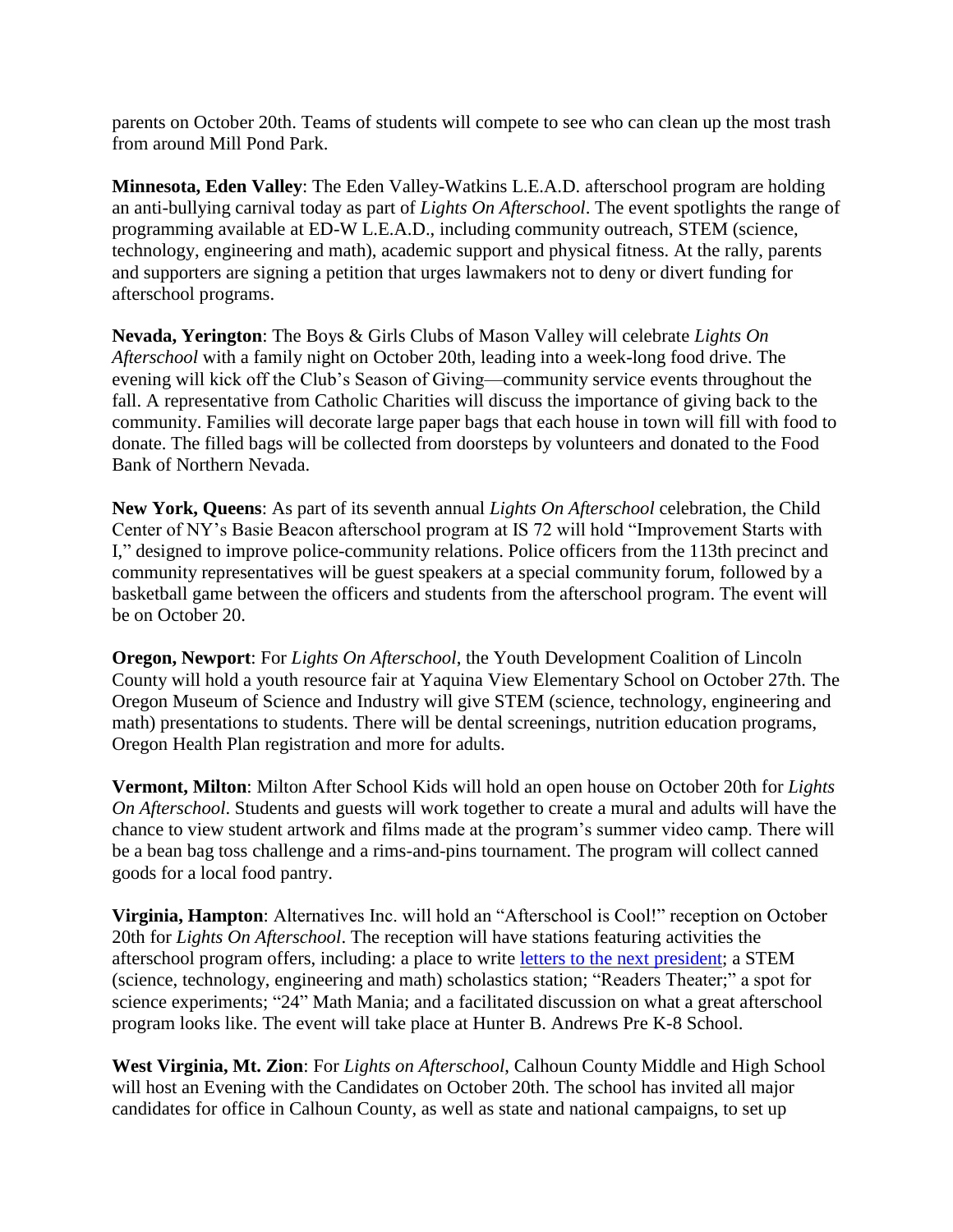parents on October 20th. Teams of students will compete to see who can clean up the most trash from around Mill Pond Park.

**Minnesota, Eden Valley**: The Eden Valley-Watkins L.E.A.D. afterschool program are holding an anti-bullying carnival today as part of *Lights On Afterschool*. The event spotlights the range of programming available at ED-W L.E.A.D., including community outreach, STEM (science, technology, engineering and math), academic support and physical fitness. At the rally, parents and supporters are signing a petition that urges lawmakers not to deny or divert funding for afterschool programs.

**Nevada, Yerington**: The Boys & Girls Clubs of Mason Valley will celebrate *Lights On Afterschool* with a family night on October 20th, leading into a week-long food drive. The evening will kick off the Club's Season of Giving—community service events throughout the fall. A representative from Catholic Charities will discuss the importance of giving back to the community. Families will decorate large paper bags that each house in town will fill with food to donate. The filled bags will be collected from doorsteps by volunteers and donated to the Food Bank of Northern Nevada.

**New York, Queens**: As part of its seventh annual *Lights On Afterschool* celebration, the Child Center of NY's Basie Beacon afterschool program at IS 72 will hold "Improvement Starts with I," designed to improve police-community relations. Police officers from the 113th precinct and community representatives will be guest speakers at a special community forum, followed by a basketball game between the officers and students from the afterschool program. The event will be on October 20.

**Oregon, Newport**: For *Lights On Afterschool*, the Youth Development Coalition of Lincoln County will hold a youth resource fair at Yaquina View Elementary School on October 27th. The Oregon Museum of Science and Industry will give STEM (science, technology, engineering and math) presentations to students. There will be dental screenings, nutrition education programs, Oregon Health Plan registration and more for adults.

**Vermont, Milton**: Milton After School Kids will hold an open house on October 20th for *Lights On Afterschool*. Students and guests will work together to create a mural and adults will have the chance to view student artwork and films made at the program's summer video camp. There will be a bean bag toss challenge and a rims-and-pins tournament. The program will collect canned goods for a local food pantry.

**Virginia, Hampton**: Alternatives Inc. will hold an "Afterschool is Cool!" reception on October 20th for *Lights On Afterschool*. The reception will have stations featuring activities the afterschool program offers, including: a place to write letters to the next president; a STEM (science, technology, engineering and math) scholastics station; "Readers Theater;" a spot for science experiments; "24" Math Mania; and a facilitated discussion on what a great afterschool program looks like. The event will take place at Hunter B. Andrews Pre K-8 School.

**West Virginia, Mt. Zion**: For *Lights on Afterschool*, Calhoun County Middle and High School will host an Evening with the Candidates on October 20th. The school has invited all major candidates for office in Calhoun County, as well as state and national campaigns, to set up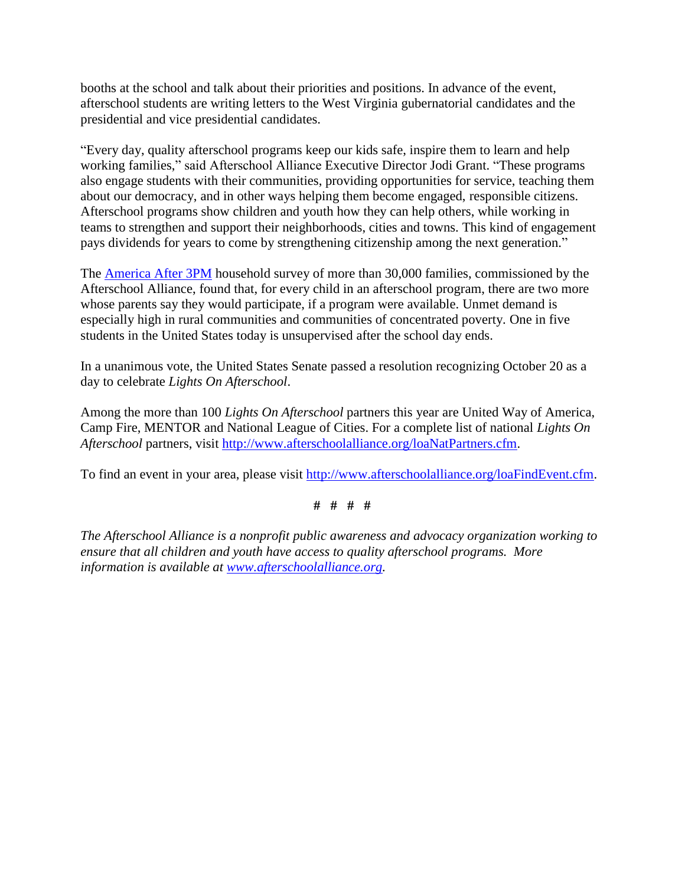booths at the school and talk about their priorities and positions. In advance of the event, afterschool students are writing letters to the West Virginia gubernatorial candidates and the presidential and vice presidential candidates.

"Every day, quality afterschool programs keep our kids safe, inspire them to learn and help working families," said Afterschool Alliance Executive Director Jodi Grant. "These programs also engage students with their communities, providing opportunities for service, teaching them about our democracy, and in other ways helping them become engaged, responsible citizens. Afterschool programs show children and youth how they can help others, while working in teams to strengthen and support their neighborhoods, cities and towns. This kind of engagement pays dividends for years to come by strengthening citizenship among the next generation."

The [America After 3PM](#) household survey of more than 30,000 families, commissioned by the Afterschool Alliance, found that, for every child in an afterschool program, there are two more whose parents say they would participate, if a program were available. Unmet demand is especially high in rural communities and communities of concentrated poverty. One in five students in the United States today is unsupervised after the school day ends.

In a unanimous vote, the United States Senate passed a resolution recognizing October 20 as a day to celebrate *Lights On Afterschool*.

Among the more than 100 *Lights On Afterschool* partners this year are United Way of America, Camp Fire, MENTOR and National League of Cities. For a complete list of national *Lights On Afterschool* partners, visit http://www.afterschoolalliance.org/loaNatPartners.cfm.

To find an event in your area, please visit http://www.afterschoolalliance.org/loaFindEvent.cfm.

# # # #

*The Afterschool Alliance is a nonprofit public awareness and advocacy organization working to ensure that all children and youth have access to quality afterschool programs. More information is available at www.afterschoolalliance.org.*